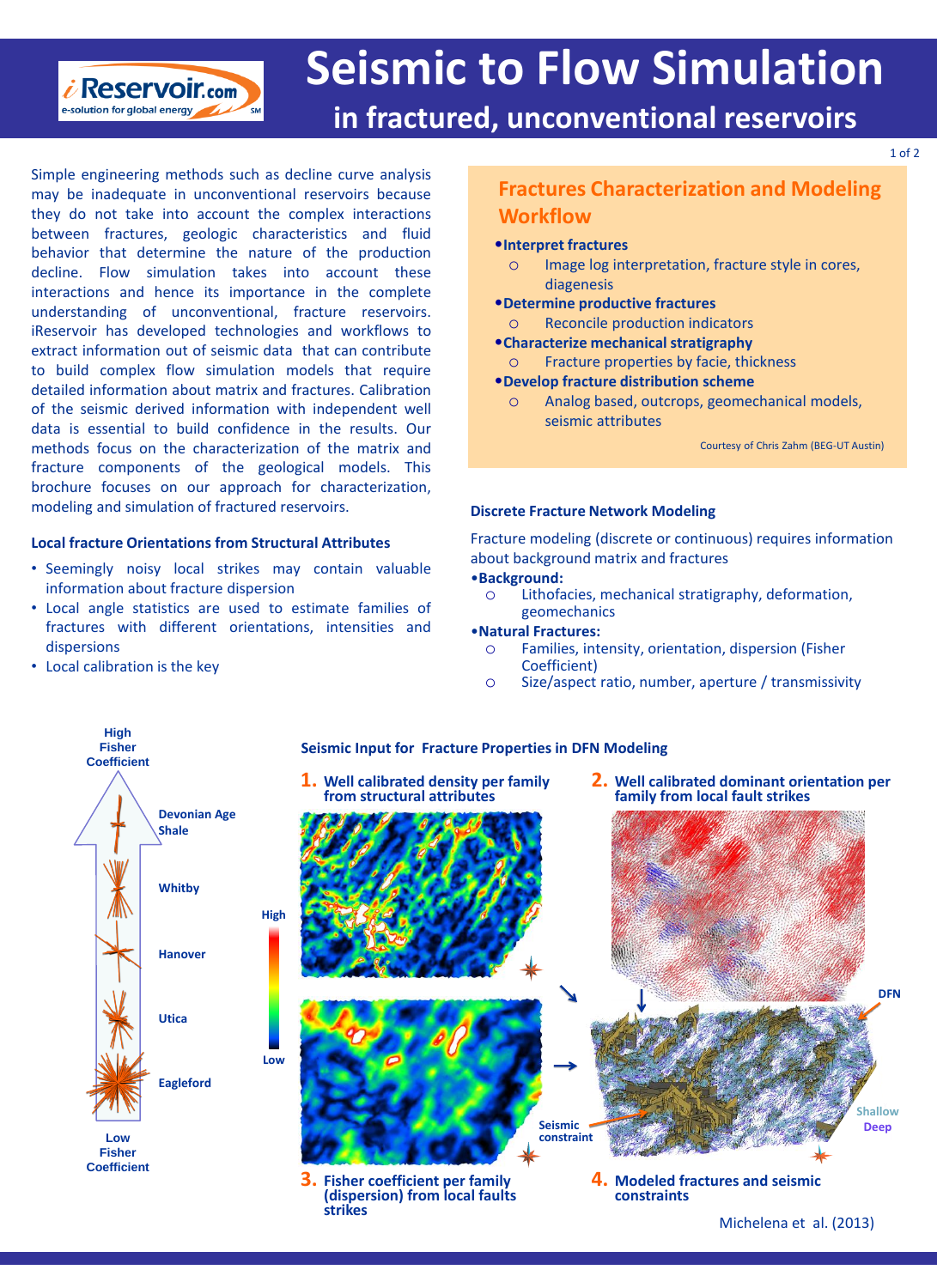# Seismic to Flow Simulation

## in fractured, unconventional reservoirs

Simple engineering methods such as decline curve analysis may be inadequate in unconventional reservoirs because they do not take into account the complex interactions between fractures, geologic characteristics and fluid behavior that determine the nature of the production decline. Flow simulation takes into account these interactions and hence its importance in the complete understanding of unconventional, fracture reservoirs. iReservoir has developed technologies and workflows to extract information out of seismic data that can contribute to build complex flow simulation models that require detailed information about matrix and fractures. Calibration of the seismic derived information with independent well data is essential to build confidence in the results. Our methods focus on the characterization of the matrix and fracture components of the geological models. This brochure focuses on our approach for characterization, modeling and simulation of fractured reservoirs.

### Local fracture Orientations from Structural Attributes

- Seemingly noisy local strikes may contain valuable information about fracture dispersion
- Local angle statistics are used to estimate families of fractures with different orientations, intensities and dispersions
- Local calibration is the key

### Fractures Characterization and Modeling Workflow

- **Interpret fractures**
  - Image log interpretation, fracture style in cores, diagenesis
- **Determine productive fractures**
  - Reconcile production indicators
- **Characterize mechanical stratigraphy**
  - Fracture properties by facie, thickness
- **Develop fracture distribution scheme**
  - Analog based, outcrops, geomechanical models, seismic attributes

Courtesy of Chris Zahm (BEG-UT Austin)

### Discrete Fracture Network Modeling

Fracture modeling (discrete or continuous) requires information about background matrix and fractures

- **Background:**
  - Lithofacies, mechanical stratigraphy, deformation, geomechanics
- **Natural Fractures:**
  - Families, intensity, orientation, dispersion (Fisher Coefficient)
  - Size/aspect ratio, number, aperture / transmissivity

High Fisher Coefficient — Devonian Age Shale, Whitby, Hanover, Utica, Eagleford — Low Fisher Coefficient

### Seismic Input for Fracture Properties in DFN Modeling

1. Well calibrated density per family from structural attributes
2. Well calibrated dominant orientation per family from local fault strikes
3. Fisher coefficient per family (dispersion) from local faults strikes
4. Modeled fractures and seismic constraints

Michelena et al. (2013)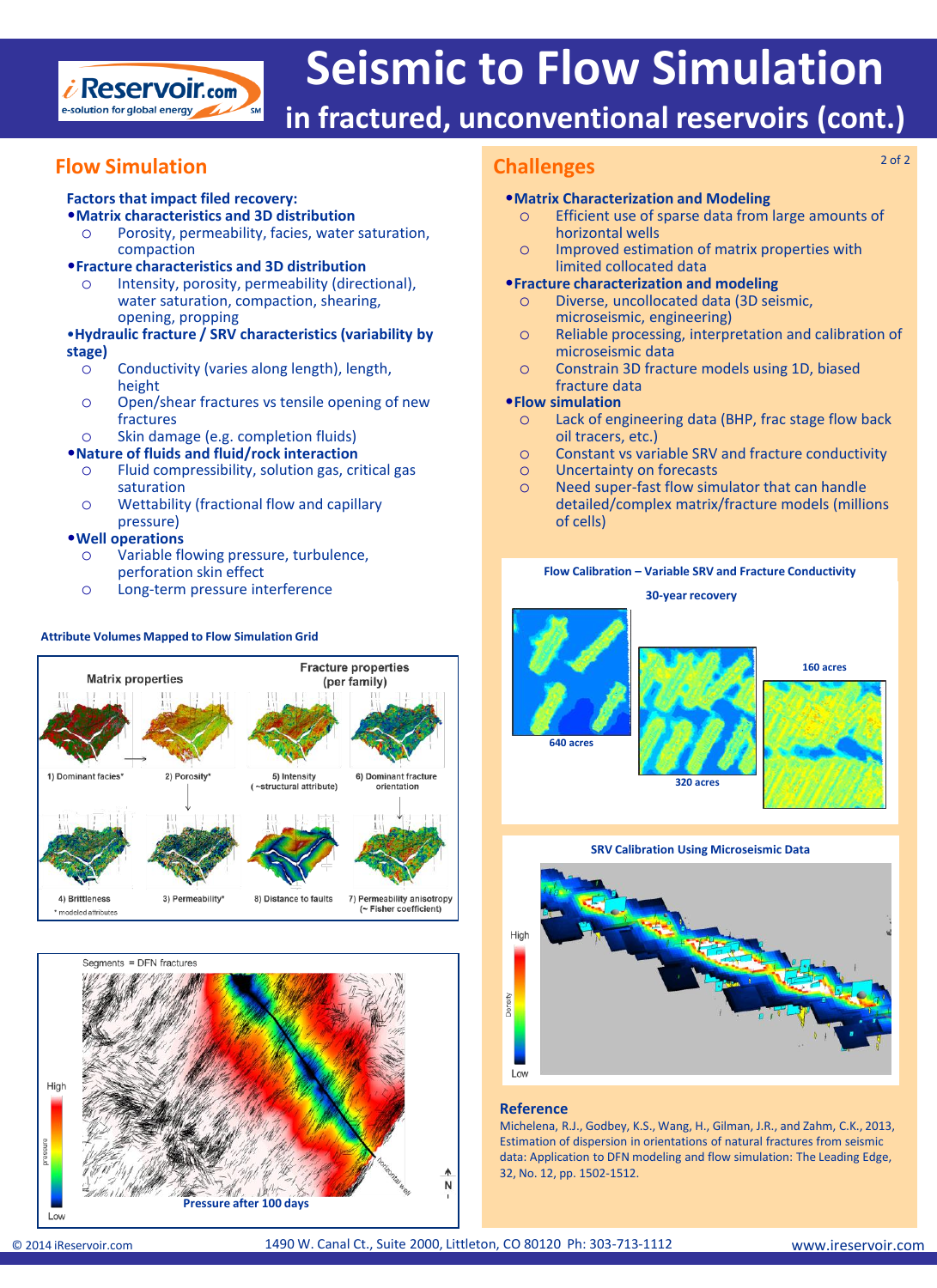# Seismic to Flow Simulation

## in fractured, unconventional reservoirs (cont.)

## Flow Simulation

**Factors that impact filed recovery:**

- **Matrix characteristics and 3D distribution**
  - Porosity, permeability, facies, water saturation, compaction
- **Fracture characteristics and 3D distribution**
  - Intensity, porosity, permeability (directional), water saturation, compaction, shearing, opening, propping
- **Hydraulic fracture / SRV characteristics (variability by stage)**
  - Conductivity (varies along length), length, height
  - Open/shear fractures vs tensile opening of new fractures
  - Skin damage (e.g. completion fluids)
- **Nature of fluids and fluid/rock interaction**
  - Fluid compressibility, solution gas, critical gas saturation
  - Wettability (fractional flow and capillary pressure)
- **Well operations**
  - Variable flowing pressure, turbulence, perforation skin effect
  - Long-term pressure interference

**Attribute Volumes Mapped to Flow Simulation Grid**

Matrix properties

Fracture properties (per family)

1) Dominant facies*

2) Porosity*

5) Intensity (~structural attribute)

6) Dominant fracture orientation

4) Brittleness

3) Permeability*

8) Distance to faults

7) Permeability anisotropy (~ Fisher coefficient)

* modeled attributes

Segments = DFN fractures

High

pressure

Low

horizontal well

N

Pressure after 100 days

## Challenges

- **Matrix Characterization and Modeling**
  - Efficient use of sparse data from large amounts of horizontal wells
  - Improved estimation of matrix properties with limited collocated data
- **Fracture characterization and modeling**
  - Diverse, uncollocated data (3D seismic, microseismic, engineering)
  - Reliable processing, interpretation and calibration of microseismic data
  - Constrain 3D fracture models using 1D, biased fracture data
- **Flow simulation**
  - Lack of engineering data (BHP, frac stage flow back oil tracers, etc.)
  - Constant vs variable SRV and fracture conductivity
  - Uncertainty on forecasts
  - Need super-fast flow simulator that can handle detailed/complex matrix/fracture models (millions of cells)

**Flow Calibration – Variable SRV and Fracture Conductivity**

30-year recovery

640 acres

320 acres

160 acres

**SRV Calibration Using Microseismic Data**

High

Density

Low

## Reference

Michelena, R.J., Godbey, K.S., Wang, H., Gilman, J.R., and Zahm, C.K., 2013, Estimation of dispersion in orientations of natural fractures from seismic data: Application to DFN modeling and flow simulation: The Leading Edge, 32, No. 12, pp. 1502-1512.

© 2014 iReservoir.com 1490 W. Canal Ct., Suite 2000, Littleton, CO 80120 Ph: 303-713-1112 www.ireservoir.com